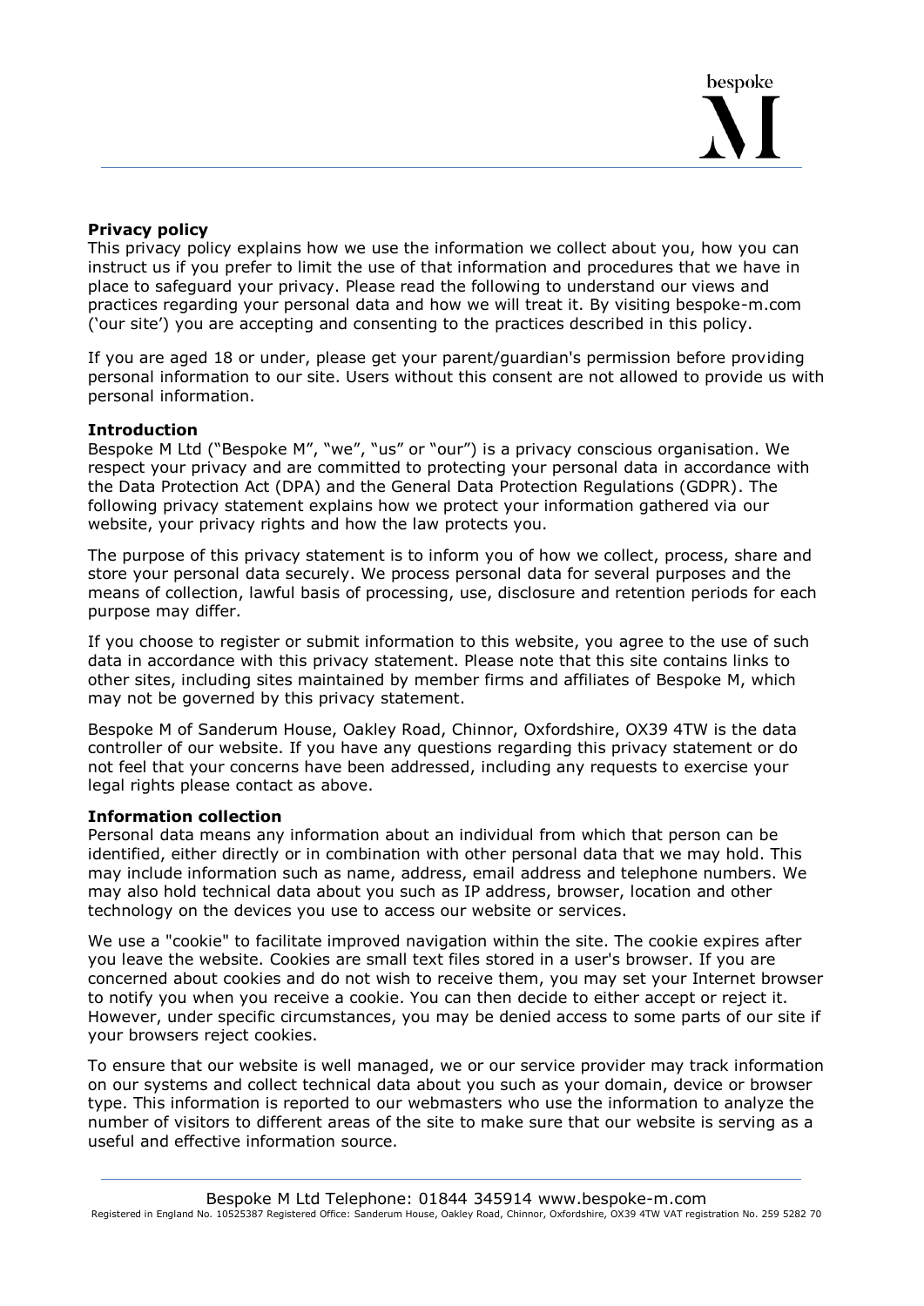**Privacy policy**

This privacy policy explains how we use the information we collect about you, how you can instruct us if you prefer to limit the use of that information and procedures that we have in place to safeguard your privacy. Please read the following to understand our views and practices regarding your personal data and how we will treat it. By visiting bespoke-m.com ('our site') you are accepting and consenting to the practices described in this policy.

If you are aged 18 or under, please get your parent/guardian's permission before providing personal information to our site. Users without this consent are not allowed to provide us with personal information.

**Introduction**

Bespoke M Ltd ("Bespoke M", "we", "us" or "our") is a privacy conscious organisation. We respect your privacy and are committed to protecting your personal data in accordance with the Data Protection Act (DPA) and the General Data Protection Regulations (GDPR). The following privacy statement explains how we protect your information gathered via our website, your privacy rights and how the law protects you.

The purpose of this privacy statement is to inform you of how we collect, process, share and store your personal data securely. We process personal data for several purposes and the means of collection, lawful basis of processing, use, disclosure and retention periods for each purpose may differ.

If you choose to register or submit information to this website, you agree to the use of such data in accordance with this privacy statement. Please note that this site contains links to other sites, including sites maintained by member firms and affiliates of Bespoke M, which may not be governed by this privacy statement.

Bespoke M of Sanderum House, Oakley Road, Chinnor, Oxfordshire, OX39 4TW is the data controller of our website. If you have any questions regarding this privacy statement or do not feel that your concerns have been addressed, including any requests to exercise your legal rights please contact as above.

**Information collection**

Personal data means any information about an individual from which that person can be identified, either directly or in combination with other personal data that we may hold. This may include information such as name, address, email address and telephone numbers. We may also hold technical data about you such as IP address, browser, location and other technology on the devices you use to access our website or services.

We use a "cookie" to facilitate improved navigation within the site. The cookie expires after you leave the website. Cookies are small text files stored in a user's browser. If you are concerned about cookies and do not wish to receive them, you may set your Internet browser to notify you when you receive a cookie. You can then decide to either accept or reject it. However, under specific circumstances, you may be denied access to some parts of our site if your browsers reject cookies.

To ensure that our website is well managed, we or our service provider may track information on our systems and collect technical data about you such as your domain, device or browser type. This information is reported to our webmasters who use the information to analyze the number of visitors to different areas of the site to make sure that our website is serving as a useful and effective information source.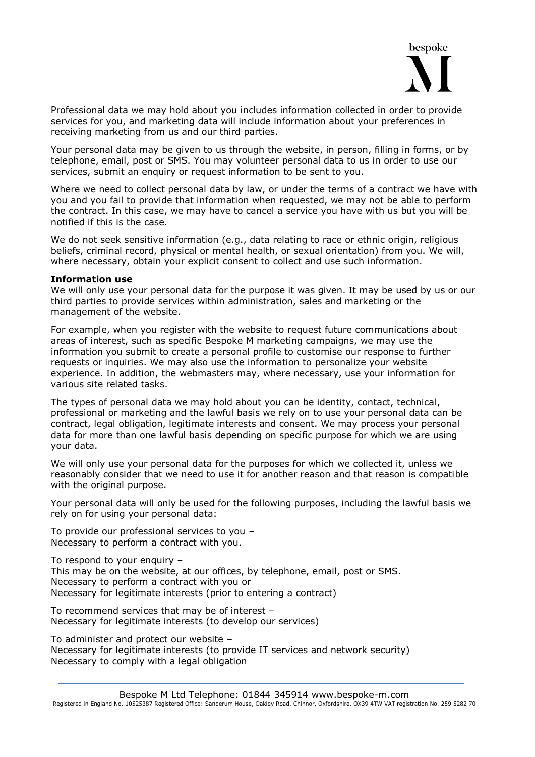Professional data we may hold about you includes information collected in order to provide services for you, and marketing data will include information about your preferences in receiving marketing from us and our third parties.

Your personal data may be given to us through the website, in person, filling in forms, or by telephone, email, post or SMS. You may volunteer personal data to us in order to use our services, submit an enquiry or request information to be sent to you.

Where we need to collect personal data by law, or under the terms of a contract we have with you and you fail to provide that information when requested, we may not be able to perform the contract. In this case, we may have to cancel a service you have with us but you will be notified if this is the case.

We do not seek sensitive information (e.g., data relating to race or ethnic origin, religious beliefs, criminal record, physical or mental health, or sexual orientation) from you. We will, where necessary, obtain your explicit consent to collect and use such information.

**Information use**

We will only use your personal data for the purpose it was given. It may be used by us or our third parties to provide services within administration, sales and marketing or the management of the website.

For example, when you register with the website to request future communications about areas of interest, such as specific Bespoke M marketing campaigns, we may use the information you submit to create a personal profile to customise our response to further requests or inquiries. We may also use the information to personalize your website experience. In addition, the webmasters may, where necessary, use your information for various site related tasks.

The types of personal data we may hold about you can be identity, contact, technical, professional or marketing and the lawful basis we rely on to use your personal data can be contract, legal obligation, legitimate interests and consent. We may process your personal data for more than one lawful basis depending on specific purpose for which we are using your data.

We will only use your personal data for the purposes for which we collected it, unless we reasonably consider that we need to use it for another reason and that reason is compatible with the original purpose.

Your personal data will only be used for the following purposes, including the lawful basis we rely on for using your personal data:

To provide our professional services to you –
Necessary to perform a contract with you.

To respond to your enquiry –
This may be on the website, at our offices, by telephone, email, post or SMS.
Necessary to perform a contract with you or
Necessary for legitimate interests (prior to entering a contract)

To recommend services that may be of interest –
Necessary for legitimate interests (to develop our services)

To administer and protect our website –
Necessary for legitimate interests (to provide IT services and network security)
Necessary to comply with a legal obligation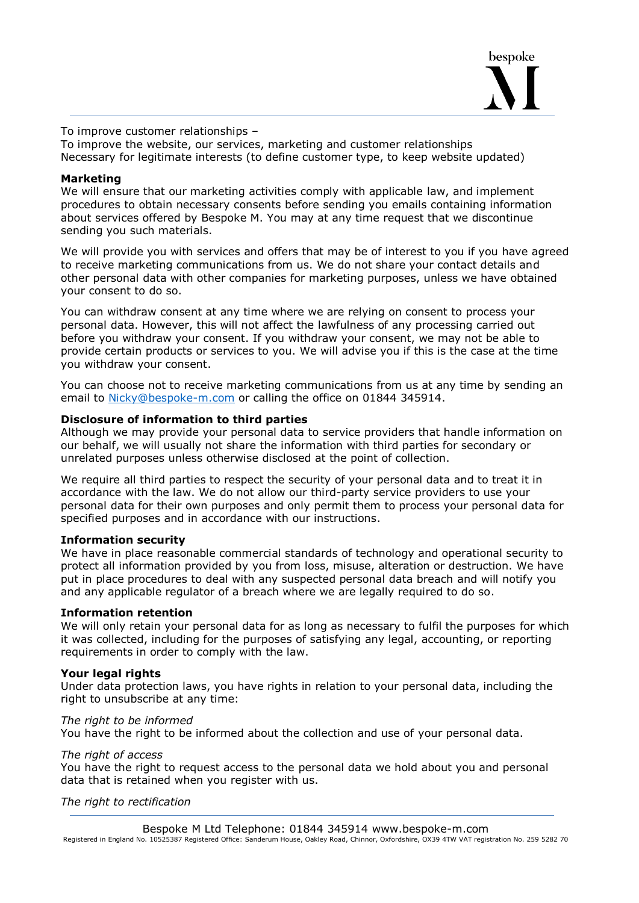To improve customer relationships –
To improve the website, our services, marketing and customer relationships
Necessary for legitimate interests (to define customer type, to keep website updated)

**Marketing**
We will ensure that our marketing activities comply with applicable law, and implement procedures to obtain necessary consents before sending you emails containing information about services offered by Bespoke M. You may at any time request that we discontinue sending you such materials.

We will provide you with services and offers that may be of interest to you if you have agreed to receive marketing communications from us. We do not share your contact details and other personal data with other companies for marketing purposes, unless we have obtained your consent to do so.

You can withdraw consent at any time where we are relying on consent to process your personal data. However, this will not affect the lawfulness of any processing carried out before you withdraw your consent. If you withdraw your consent, we may not be able to provide certain products or services to you. We will advise you if this is the case at the time you withdraw your consent.

You can choose not to receive marketing communications from us at any time by sending an email to Nicky@bespoke-m.com or calling the office on 01844 345914.

**Disclosure of information to third parties**
Although we may provide your personal data to service providers that handle information on our behalf, we will usually not share the information with third parties for secondary or unrelated purposes unless otherwise disclosed at the point of collection.

We require all third parties to respect the security of your personal data and to treat it in accordance with the law. We do not allow our third-party service providers to use your personal data for their own purposes and only permit them to process your personal data for specified purposes and in accordance with our instructions.

**Information security**
We have in place reasonable commercial standards of technology and operational security to protect all information provided by you from loss, misuse, alteration or destruction. We have put in place procedures to deal with any suspected personal data breach and will notify you and any applicable regulator of a breach where we are legally required to do so.

**Information retention**
We will only retain your personal data for as long as necessary to fulfil the purposes for which it was collected, including for the purposes of satisfying any legal, accounting, or reporting requirements in order to comply with the law.

**Your legal rights**
Under data protection laws, you have rights in relation to your personal data, including the right to unsubscribe at any time:

*The right to be informed*
You have the right to be informed about the collection and use of your personal data.

*The right of access*
You have the right to request access to the personal data we hold about you and personal data that is retained when you register with us.

*The right to rectification*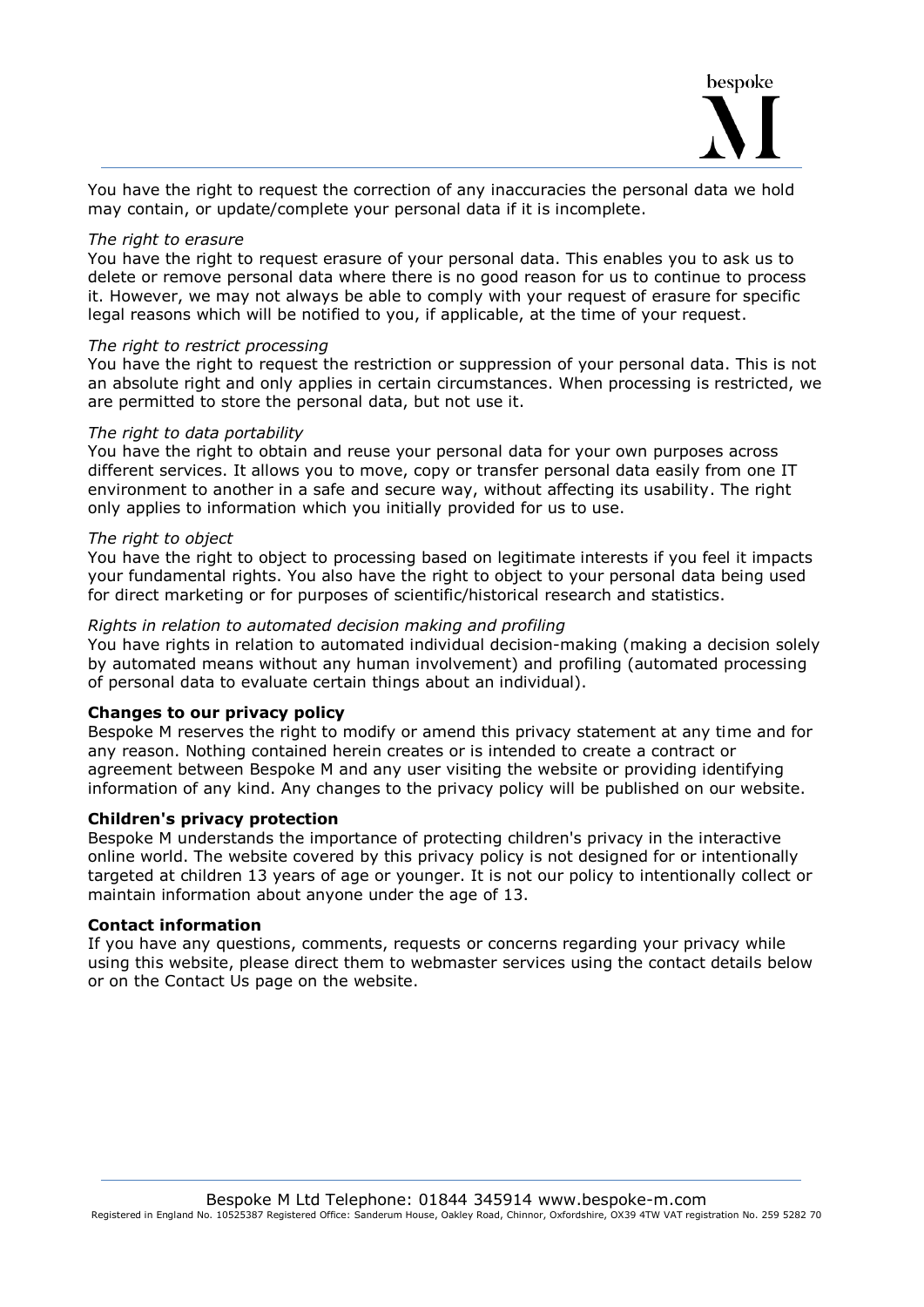You have the right to request the correction of any inaccuracies the personal data we hold may contain, or update/complete your personal data if it is incomplete.

*The right to erasure*
You have the right to request erasure of your personal data. This enables you to ask us to delete or remove personal data where there is no good reason for us to continue to process it. However, we may not always be able to comply with your request of erasure for specific legal reasons which will be notified to you, if applicable, at the time of your request.

*The right to restrict processing*
You have the right to request the restriction or suppression of your personal data. This is not an absolute right and only applies in certain circumstances. When processing is restricted, we are permitted to store the personal data, but not use it.

*The right to data portability*
You have the right to obtain and reuse your personal data for your own purposes across different services. It allows you to move, copy or transfer personal data easily from one IT environment to another in a safe and secure way, without affecting its usability. The right only applies to information which you initially provided for us to use.

*The right to object*
You have the right to object to processing based on legitimate interests if you feel it impacts your fundamental rights. You also have the right to object to your personal data being used for direct marketing or for purposes of scientific/historical research and statistics.

*Rights in relation to automated decision making and profiling*
You have rights in relation to automated individual decision-making (making a decision solely by automated means without any human involvement) and profiling (automated processing of personal data to evaluate certain things about an individual).

**Changes to our privacy policy**
Bespoke M reserves the right to modify or amend this privacy statement at any time and for any reason. Nothing contained herein creates or is intended to create a contract or agreement between Bespoke M and any user visiting the website or providing identifying information of any kind. Any changes to the privacy policy will be published on our website.

**Children's privacy protection**
Bespoke M understands the importance of protecting children's privacy in the interactive online world. The website covered by this privacy policy is not designed for or intentionally targeted at children 13 years of age or younger. It is not our policy to intentionally collect or maintain information about anyone under the age of 13.

**Contact information**
If you have any questions, comments, requests or concerns regarding your privacy while using this website, please direct them to webmaster services using the contact details below or on the Contact Us page on the website.